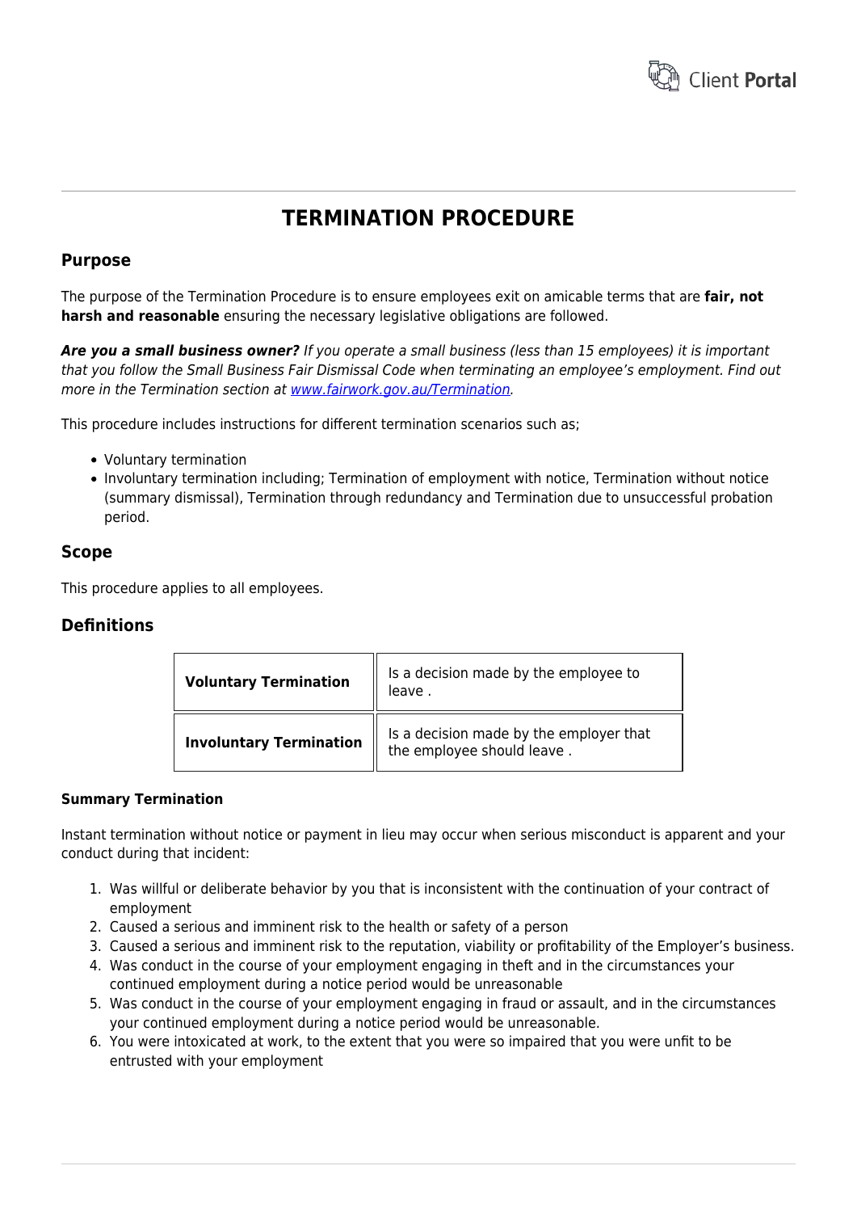# TERMINATION PROCEDURE

## Purpose

The purpose of the Termination Procedure is to ensure employees exit on amicable terms that are **fair, not harsh and reasonable** ensuring the necessary legislative obligations are followed.

***Are you a small business owner?*** *If you operate a small business (less than 15 employees) it is important that you follow the Small Business Fair Dismissal Code when terminating an employee's employment. Find out more in the Termination section at [www.fairwork.gov.au/Termination](www.fairwork.gov.au/Termination).*

This procedure includes instructions for different termination scenarios such as;

- Voluntary termination
- Involuntary termination including; Termination of employment with notice, Termination without notice (summary dismissal), Termination through redundancy and Termination due to unsuccessful probation period.

## Scope

This procedure applies to all employees.

## Definitions

| | |
|---|---|
| **Voluntary Termination** | Is a decision made by the employee to leave . |
| **Involuntary Termination** | Is a decision made by the employer that the employee should leave . |

### Summary Termination

Instant termination without notice or payment in lieu may occur when serious misconduct is apparent and your conduct during that incident:

1. Was willful or deliberate behavior by you that is inconsistent with the continuation of your contract of employment
2. Caused a serious and imminent risk to the health or safety of a person
3. Caused a serious and imminent risk to the reputation, viability or profitability of the Employer's business.
4. Was conduct in the course of your employment engaging in theft and in the circumstances your continued employment during a notice period would be unreasonable
5. Was conduct in the course of your employment engaging in fraud or assault, and in the circumstances your continued employment during a notice period would be unreasonable.
6. You were intoxicated at work, to the extent that you were so impaired that you were unfit to be entrusted with your employment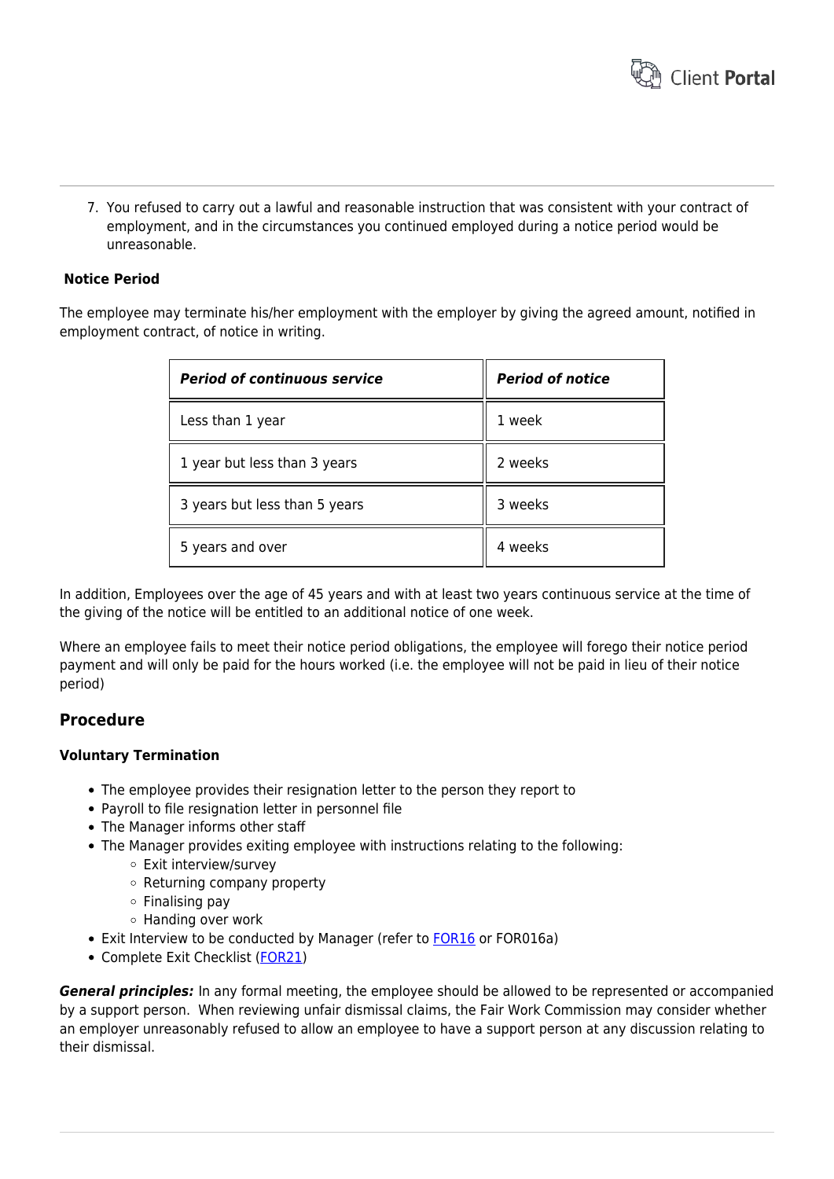7. You refused to carry out a lawful and reasonable instruction that was consistent with your contract of employment, and in the circumstances you continued employed during a notice period would be unreasonable.

**Notice Period**

The employee may terminate his/her employment with the employer by giving the agreed amount, notified in employment contract, of notice in writing.

| ***Period of continuous service*** | ***Period of notice*** |
|---|---|
| Less than 1 year | 1 week |
| 1 year but less than 3 years | 2 weeks |
| 3 years but less than 5 years | 3 weeks |
| 5 years and over | 4 weeks |

In addition, Employees over the age of 45 years and with at least two years continuous service at the time of the giving of the notice will be entitled to an additional notice of one week.

Where an employee fails to meet their notice period obligations, the employee will forego their notice period payment and will only be paid for the hours worked (i.e. the employee will not be paid in lieu of their notice period)

## Procedure

**Voluntary Termination**

- The employee provides their resignation letter to the person they report to
- Payroll to file resignation letter in personnel file
- The Manager informs other staff
- The Manager provides exiting employee with instructions relating to the following:
  - Exit interview/survey
  - Returning company property
  - Finalising pay
  - Handing over work
- Exit Interview to be conducted by Manager (refer to FOR16 or FOR016a)
- Complete Exit Checklist (FOR21)

***General principles:*** In any formal meeting, the employee should be allowed to be represented or accompanied by a support person. When reviewing unfair dismissal claims, the Fair Work Commission may consider whether an employer unreasonably refused to allow an employee to have a support person at any discussion relating to their dismissal.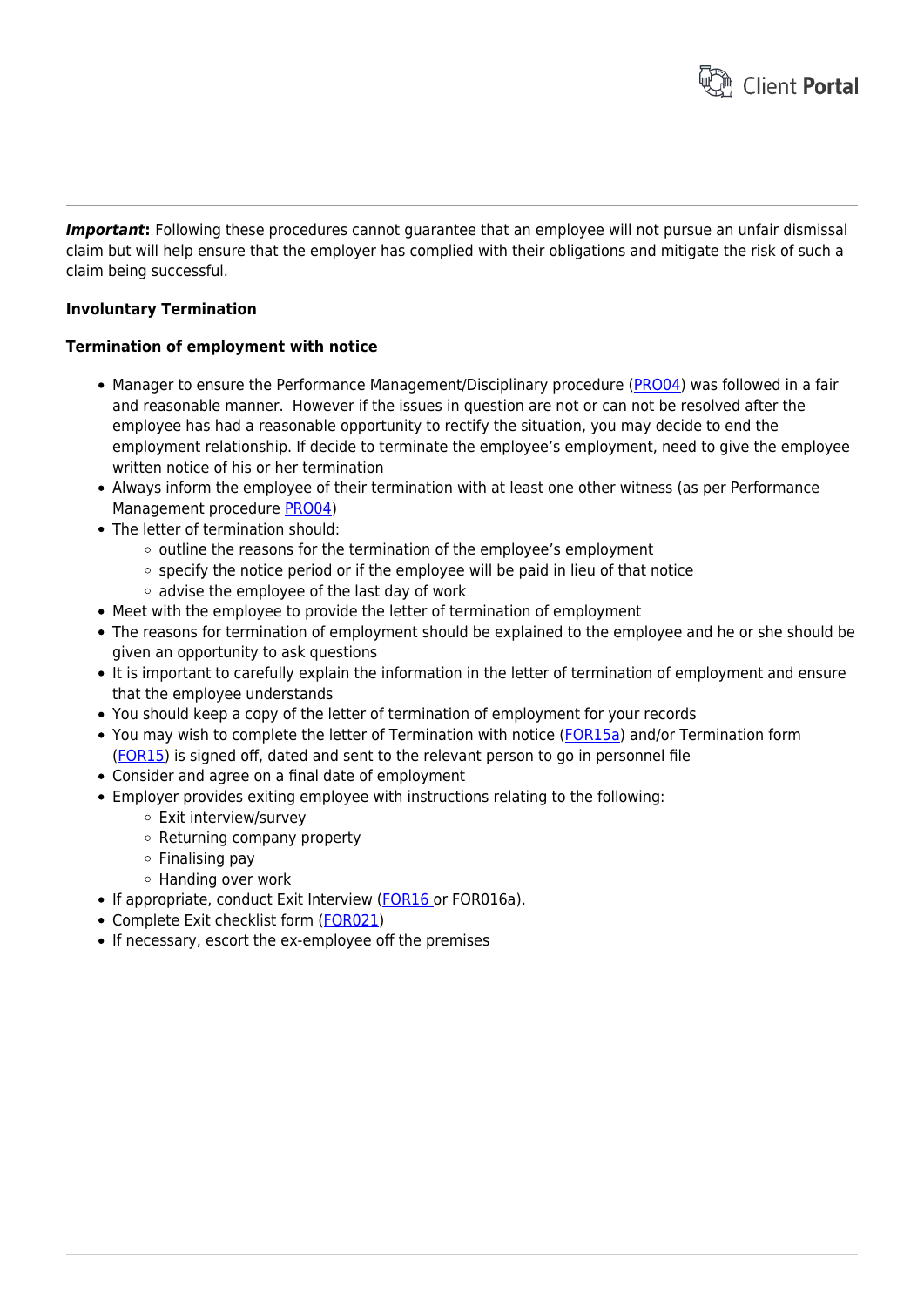***Important*:** Following these procedures cannot guarantee that an employee will not pursue an unfair dismissal claim but will help ensure that the employer has complied with their obligations and mitigate the risk of such a claim being successful.

**Involuntary Termination**

**Termination of employment with notice**

- Manager to ensure the Performance Management/Disciplinary procedure (PRO04) was followed in a fair and reasonable manner. However if the issues in question are not or can not be resolved after the employee has had a reasonable opportunity to rectify the situation, you may decide to end the employment relationship. If decide to terminate the employee's employment, need to give the employee written notice of his or her termination
- Always inform the employee of their termination with at least one other witness (as per Performance Management procedure PRO04)
- The letter of termination should:
  - outline the reasons for the termination of the employee's employment
  - specify the notice period or if the employee will be paid in lieu of that notice
  - advise the employee of the last day of work
- Meet with the employee to provide the letter of termination of employment
- The reasons for termination of employment should be explained to the employee and he or she should be given an opportunity to ask questions
- It is important to carefully explain the information in the letter of termination of employment and ensure that the employee understands
- You should keep a copy of the letter of termination of employment for your records
- You may wish to complete the letter of Termination with notice (FOR15a) and/or Termination form (FOR15) is signed off, dated and sent to the relevant person to go in personnel file
- Consider and agree on a final date of employment
- Employer provides exiting employee with instructions relating to the following:
  - Exit interview/survey
  - Returning company property
  - Finalising pay
  - Handing over work
- If appropriate, conduct Exit Interview (FOR16 or FOR016a).
- Complete Exit checklist form (FOR021)
- If necessary, escort the ex-employee off the premises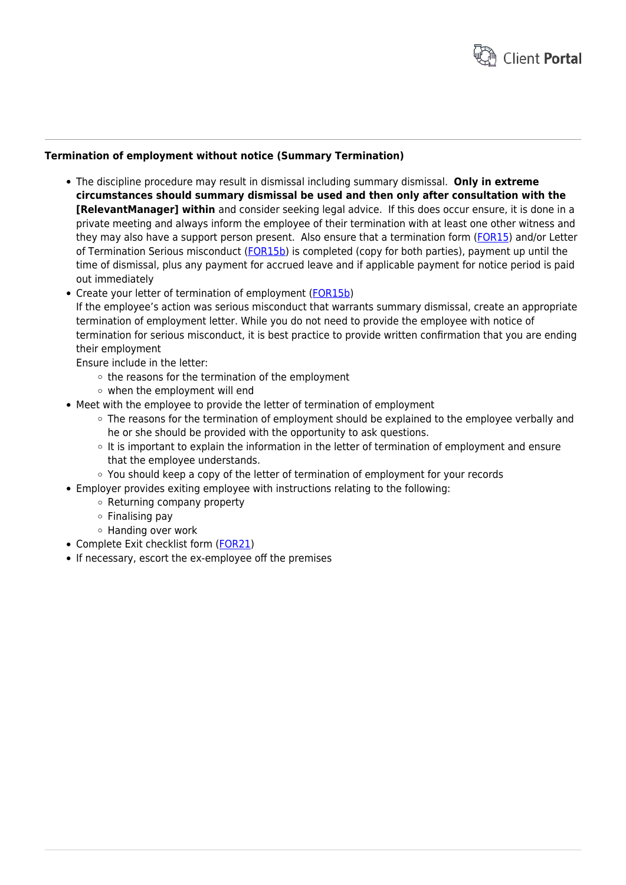**Termination of employment without notice (Summary Termination)**

- The discipline procedure may result in dismissal including summary dismissal. **Only in extreme circumstances should summary dismissal be used and then only after consultation with the [RelevantManager] within** and consider seeking legal advice. If this does occur ensure, it is done in a private meeting and always inform the employee of their termination with at least one other witness and they may also have a support person present. Also ensure that a termination form (FOR15) and/or Letter of Termination Serious misconduct (FOR15b) is completed (copy for both parties), payment up until the time of dismissal, plus any payment for accrued leave and if applicable payment for notice period is paid out immediately
- Create your letter of termination of employment (FOR15b)
  If the employee's action was serious misconduct that warrants summary dismissal, create an appropriate termination of employment letter. While you do not need to provide the employee with notice of termination for serious misconduct, it is best practice to provide written confirmation that you are ending their employment
  Ensure include in the letter:
    - the reasons for the termination of the employment
    - when the employment will end
- Meet with the employee to provide the letter of termination of employment
    - The reasons for the termination of employment should be explained to the employee verbally and he or she should be provided with the opportunity to ask questions.
    - It is important to explain the information in the letter of termination of employment and ensure that the employee understands.
    - You should keep a copy of the letter of termination of employment for your records
- Employer provides exiting employee with instructions relating to the following:
    - Returning company property
    - Finalising pay
    - Handing over work
- Complete Exit checklist form (FOR21)
- If necessary, escort the ex-employee off the premises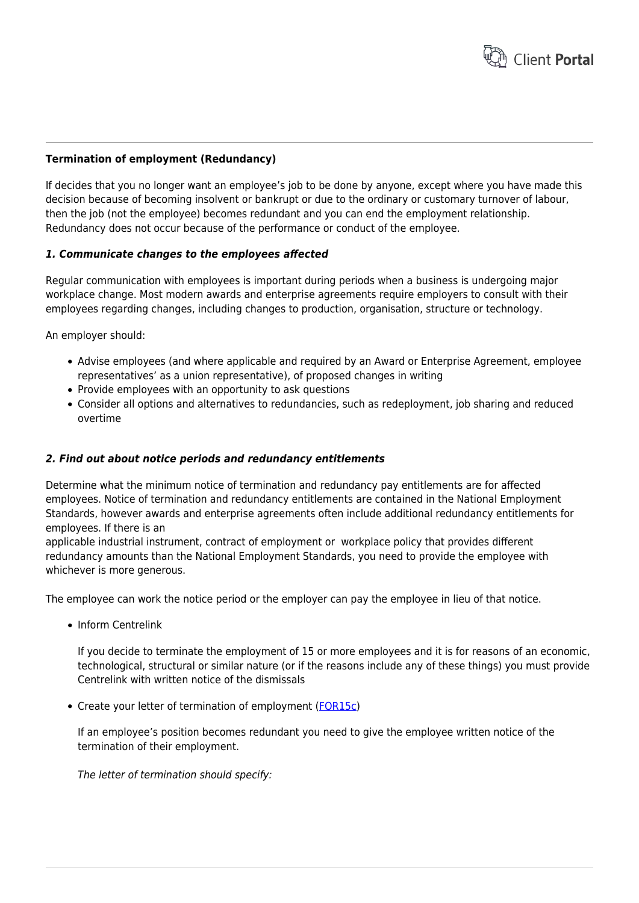**Termination of employment (Redundancy)**

If decides that you no longer want an employee's job to be done by anyone, except where you have made this decision because of becoming insolvent or bankrupt or due to the ordinary or customary turnover of labour, then the job (not the employee) becomes redundant and you can end the employment relationship. Redundancy does not occur because of the performance or conduct of the employee.

***1. Communicate changes to the employees affected***

Regular communication with employees is important during periods when a business is undergoing major workplace change. Most modern awards and enterprise agreements require employers to consult with their employees regarding changes, including changes to production, organisation, structure or technology.

An employer should:

- Advise employees (and where applicable and required by an Award or Enterprise Agreement, employee representatives' as a union representative), of proposed changes in writing
- Provide employees with an opportunity to ask questions
- Consider all options and alternatives to redundancies, such as redeployment, job sharing and reduced overtime

***2. Find out about notice periods and redundancy entitlements***

Determine what the minimum notice of termination and redundancy pay entitlements are for affected employees. Notice of termination and redundancy entitlements are contained in the National Employment Standards, however awards and enterprise agreements often include additional redundancy entitlements for employees. If there is an applicable industrial instrument, contract of employment or workplace policy that provides different redundancy amounts than the National Employment Standards, you need to provide the employee with whichever is more generous.

The employee can work the notice period or the employer can pay the employee in lieu of that notice.

- Inform Centrelink

  If you decide to terminate the employment of 15 or more employees and it is for reasons of an economic, technological, structural or similar nature (or if the reasons include any of these things) you must provide Centrelink with written notice of the dismissals

- Create your letter of termination of employment (FOR15c)

  If an employee's position becomes redundant you need to give the employee written notice of the termination of their employment.

  *The letter of termination should specify:*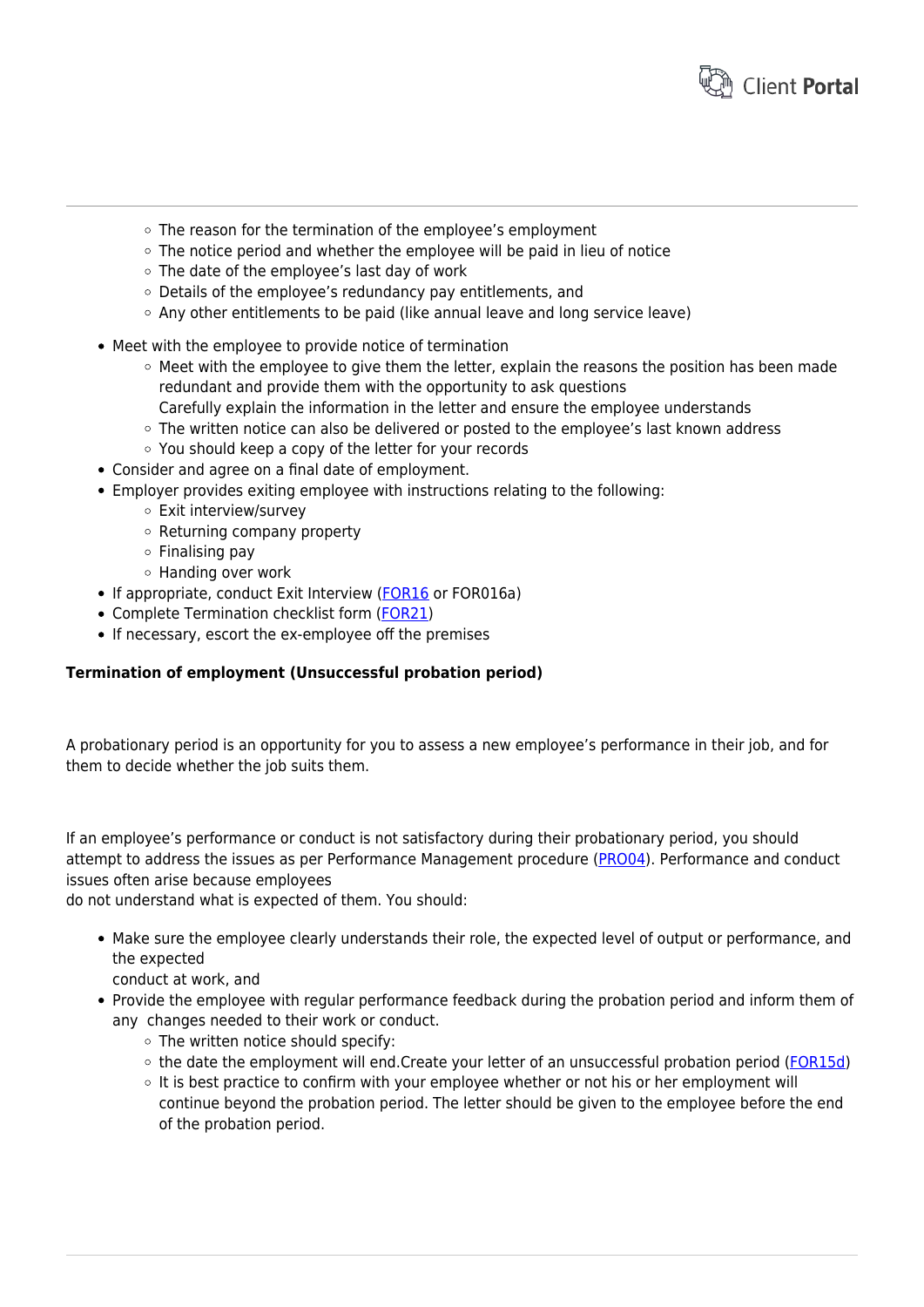- The reason for the termination of the employee's employment
    - The notice period and whether the employee will be paid in lieu of notice
    - The date of the employee's last day of work
    - Details of the employee's redundancy pay entitlements, and
    - Any other entitlements to be paid (like annual leave and long service leave)

- Meet with the employee to provide notice of termination
    - Meet with the employee to give them the letter, explain the reasons the position has been made redundant and provide them with the opportunity to ask questions
      Carefully explain the information in the letter and ensure the employee understands
    - The written notice can also be delivered or posted to the employee's last known address
    - You should keep a copy of the letter for your records
- Consider and agree on a final date of employment.
- Employer provides exiting employee with instructions relating to the following:
    - Exit interview/survey
    - Returning company property
    - Finalising pay
    - Handing over work
- If appropriate, conduct Exit Interview (FOR16 or FOR016a)
- Complete Termination checklist form (FOR21)
- If necessary, escort the ex-employee off the premises

**Termination of employment (Unsuccessful probation period)**

A probationary period is an opportunity for you to assess a new employee's performance in their job, and for them to decide whether the job suits them.

If an employee's performance or conduct is not satisfactory during their probationary period, you should attempt to address the issues as per Performance Management procedure (PRO04). Performance and conduct issues often arise because employees
do not understand what is expected of them. You should:

- Make sure the employee clearly understands their role, the expected level of output or performance, and the expected
  conduct at work, and
- Provide the employee with regular performance feedback during the probation period and inform them of any changes needed to their work or conduct.
    - The written notice should specify:
    - the date the employment will end.Create your letter of an unsuccessful probation period (FOR15d)
    - It is best practice to confirm with your employee whether or not his or her employment will continue beyond the probation period. The letter should be given to the employee before the end of the probation period.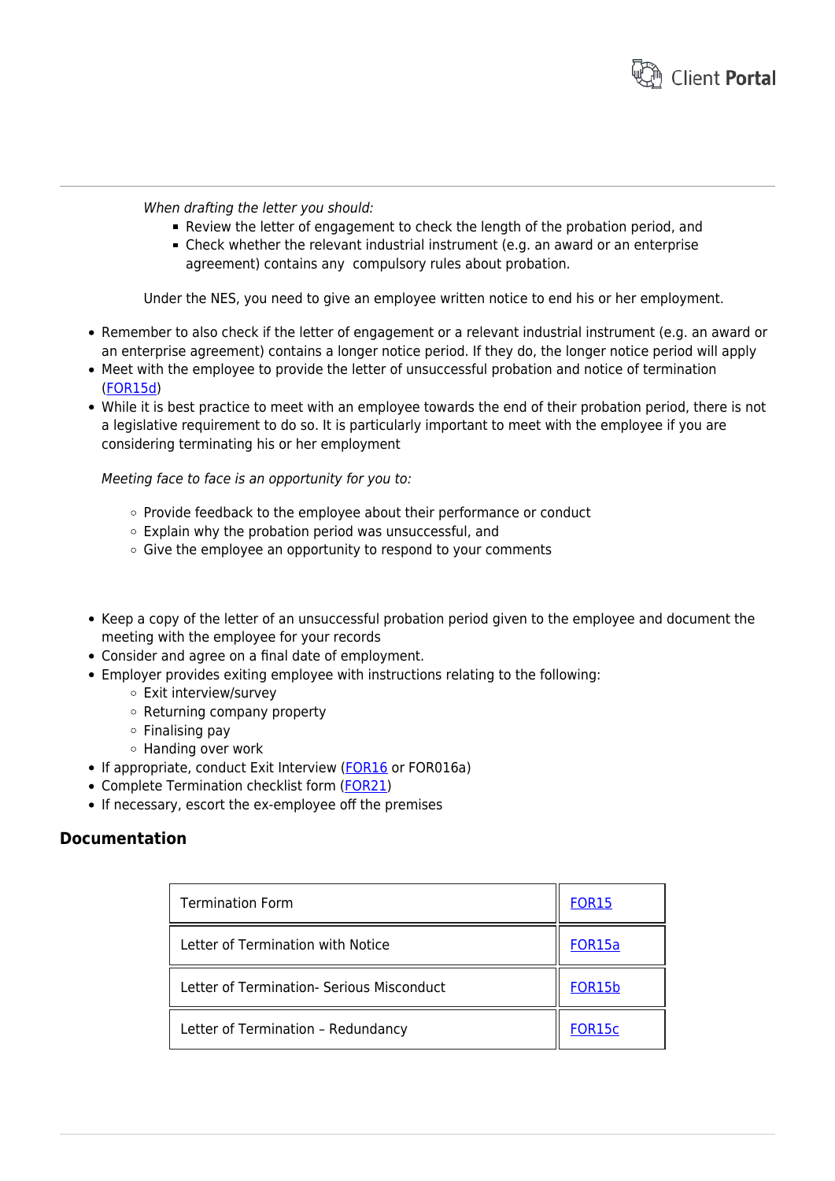*When drafting the letter you should:*

- Review the letter of engagement to check the length of the probation period, and
- Check whether the relevant industrial instrument (e.g. an award or an enterprise agreement) contains any compulsory rules about probation.

Under the NES, you need to give an employee written notice to end his or her employment.

- Remember to also check if the letter of engagement or a relevant industrial instrument (e.g. an award or an enterprise agreement) contains a longer notice period. If they do, the longer notice period will apply
- Meet with the employee to provide the letter of unsuccessful probation and notice of termination (FOR15d)
- While it is best practice to meet with an employee towards the end of their probation period, there is not a legislative requirement to do so. It is particularly important to meet with the employee if you are considering terminating his or her employment

  *Meeting face to face is an opportunity for you to:*

  - Provide feedback to the employee about their performance or conduct
  - Explain why the probation period was unsuccessful, and
  - Give the employee an opportunity to respond to your comments

- Keep a copy of the letter of an unsuccessful probation period given to the employee and document the meeting with the employee for your records
- Consider and agree on a final date of employment.
- Employer provides exiting employee with instructions relating to the following:
  - Exit interview/survey
  - Returning company property
  - Finalising pay
  - Handing over work
- If appropriate, conduct Exit Interview (FOR16 or FOR016a)
- Complete Termination checklist form (FOR21)
- If necessary, escort the ex-employee off the premises

## Documentation

| | |
|---|---|
| Termination Form | FOR15 |
| Letter of Termination with Notice | FOR15a |
| Letter of Termination- Serious Misconduct | FOR15b |
| Letter of Termination – Redundancy | FOR15c |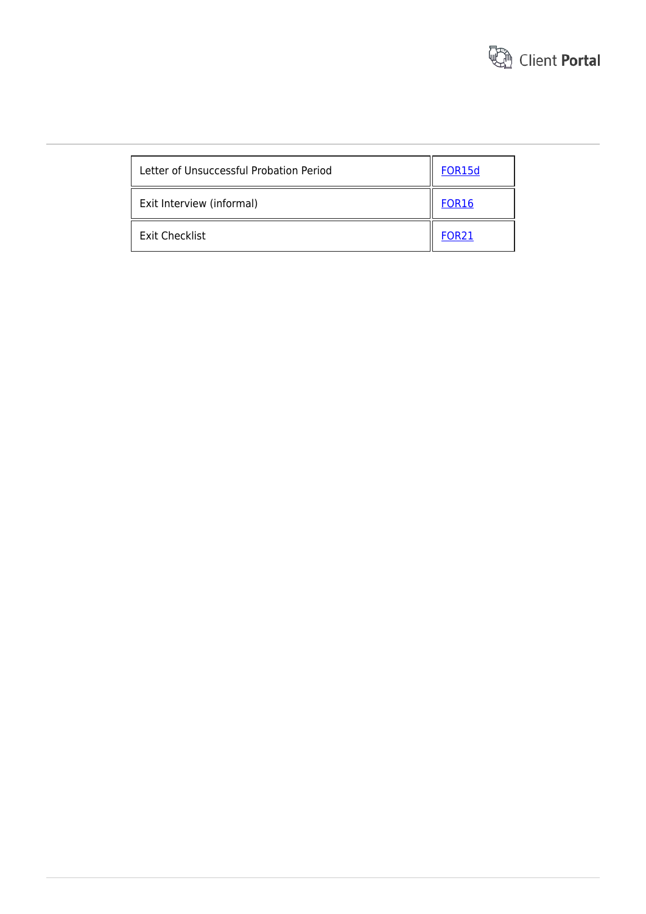| | |
|---|---|
| Letter of Unsuccessful Probation Period | FOR15d |
| Exit Interview (informal) | FOR16 |
| Exit Checklist | FOR21 |